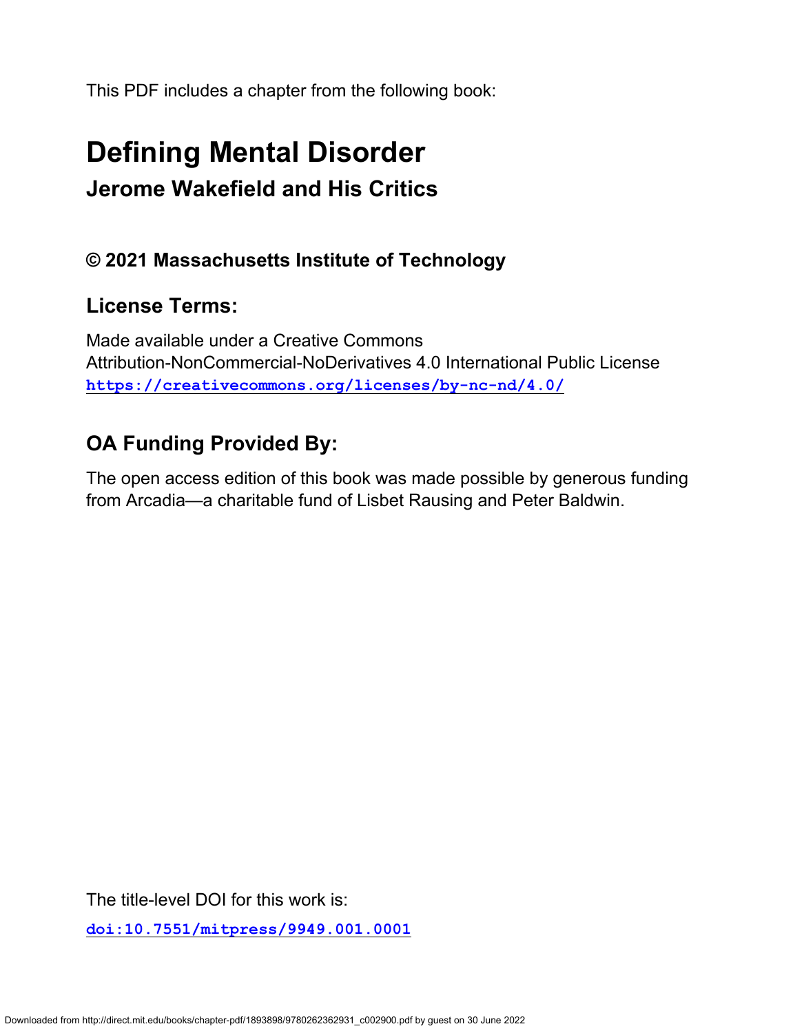This PDF includes a chapter from the following book:

# Defining Mental Disorder

## Jerome Wakefield and His Critics

### © 2021 Massachusetts Institute of Technology

### License Terms:

Made available under a Creative Commons
Attribution-NonCommercial-NoDerivatives 4.0 International Public License
**https://creativecommons.org/licenses/by-nc-nd/4.0/**

### OA Funding Provided By:

The open access edition of this book was made possible by generous funding from Arcadia—a charitable fund of Lisbet Rausing and Peter Baldwin.

The title-level DOI for this work is:

**doi:10.7551/mitpress/9949.001.0001**

Downloaded from http://direct.mit.edu/books/chapter-pdf/1893898/9780262362931_c002900.pdf by guest on 30 June 2022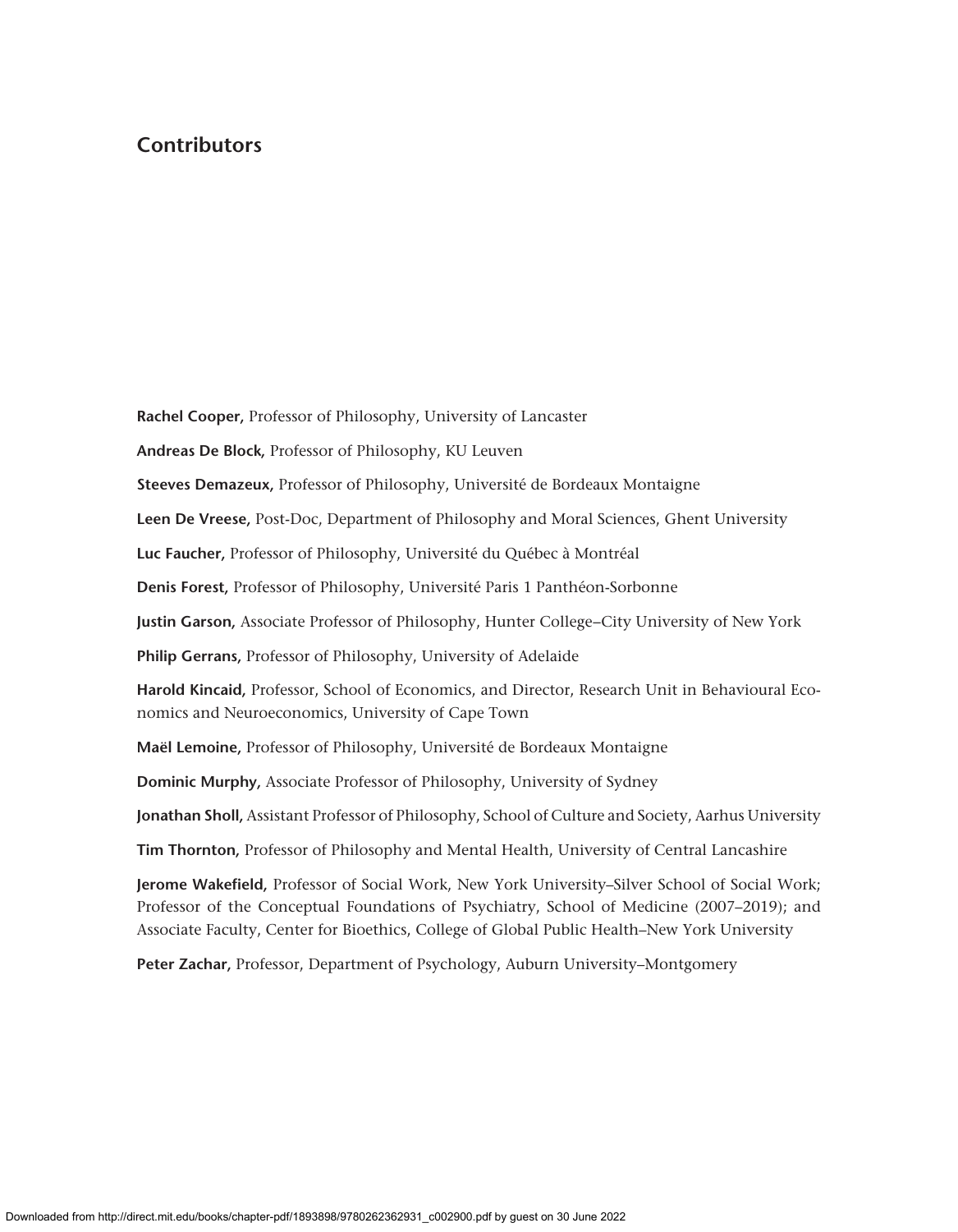## Contributors

**Rachel Cooper,** Professor of Philosophy, University of Lancaster

**Andreas De Block,** Professor of Philosophy, KU Leuven

**Steeves Demazeux,** Professor of Philosophy, Université de Bordeaux Montaigne

**Leen De Vreese,** Post-Doc, Department of Philosophy and Moral Sciences, Ghent University

**Luc Faucher,** Professor of Philosophy, Université du Québec à Montréal

**Denis Forest,** Professor of Philosophy, Université Paris 1 Panthéon-Sorbonne

**Justin Garson,** Associate Professor of Philosophy, Hunter College–City University of New York

**Philip Gerrans,** Professor of Philosophy, University of Adelaide

**Harold Kincaid,** Professor, School of Economics, and Director, Research Unit in Behavioural Economics and Neuroeconomics, University of Cape Town

**Maël Lemoine,** Professor of Philosophy, Université de Bordeaux Montaigne

**Dominic Murphy,** Associate Professor of Philosophy, University of Sydney

**Jonathan Sholl,** Assistant Professor of Philosophy, School of Culture and Society, Aarhus University

**Tim Thornton,** Professor of Philosophy and Mental Health, University of Central Lancashire

**Jerome Wakefield,** Professor of Social Work, New York University–Silver School of Social Work; Professor of the Conceptual Foundations of Psychiatry, School of Medicine (2007–2019); and Associate Faculty, Center for Bioethics, College of Global Public Health–New York University

**Peter Zachar,** Professor, Department of Psychology, Auburn University–Montgomery